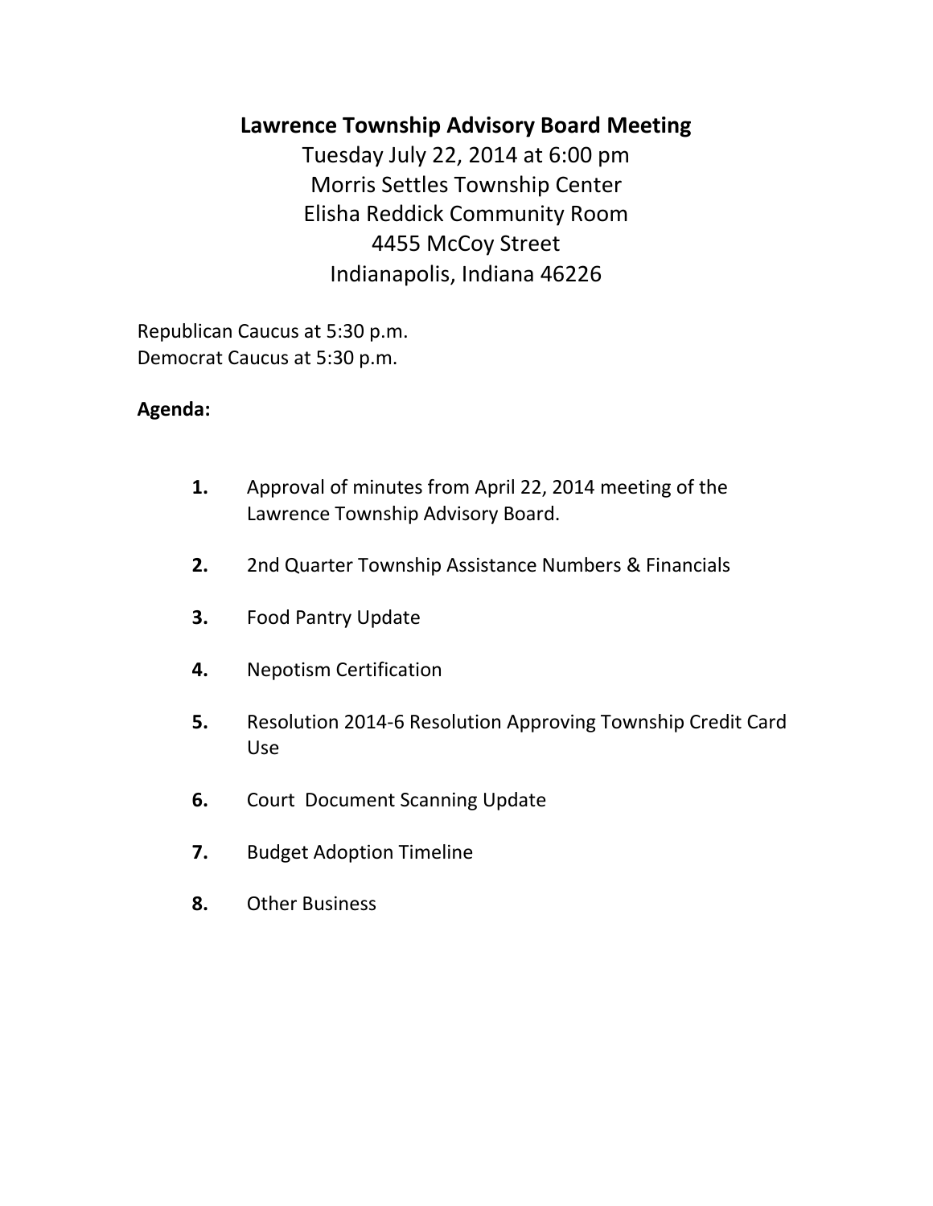# Lawrence Township Advisory Board Meeting

Tuesday July 22, 2014 at 6:00 pm
Morris Settles Township Center
Elisha Reddick Community Room
4455 McCoy Street
Indianapolis, Indiana 46226

Republican Caucus at 5:30 p.m.
Democrat Caucus at 5:30 p.m.

**Agenda:**

1. Approval of minutes from April 22, 2014 meeting of the Lawrence Township Advisory Board.
2. 2nd Quarter Township Assistance Numbers & Financials
3. Food Pantry Update
4. Nepotism Certification
5. Resolution 2014-6 Resolution Approving Township Credit Card Use
6. Court Document Scanning Update
7. Budget Adoption Timeline
8. Other Business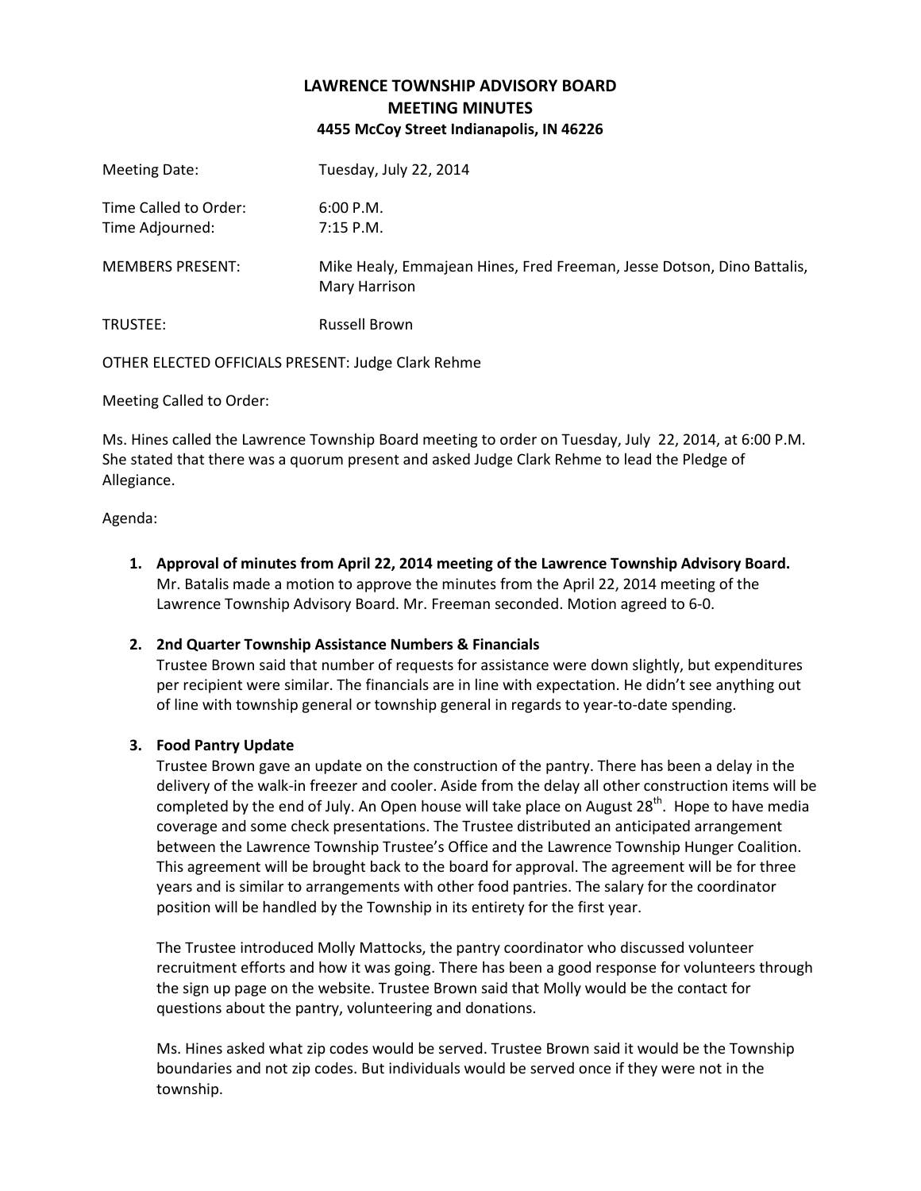# LAWRENCE TOWNSHIP ADVISORY BOARD
## MEETING MINUTES
### 4455 McCoy Street Indianapolis, IN 46226

Meeting Date: Tuesday, July 22, 2014

Time Called to Order: 6:00 P.M.
Time Adjourned: 7:15 P.M.

MEMBERS PRESENT: Mike Healy, Emmajean Hines, Fred Freeman, Jesse Dotson, Dino Battalis, Mary Harrison

TRUSTEE: Russell Brown

OTHER ELECTED OFFICIALS PRESENT: Judge Clark Rehme

Meeting Called to Order:

Ms. Hines called the Lawrence Township Board meeting to order on Tuesday, July 22, 2014, at 6:00 P.M. She stated that there was a quorum present and asked Judge Clark Rehme to lead the Pledge of Allegiance.

Agenda:

1. **Approval of minutes from April 22, 2014 meeting of the Lawrence Township Advisory Board.** Mr. Batalis made a motion to approve the minutes from the April 22, 2014 meeting of the Lawrence Township Advisory Board. Mr. Freeman seconded. Motion agreed to 6-0.

2. **2nd Quarter Township Assistance Numbers & Financials**
   Trustee Brown said that number of requests for assistance were down slightly, but expenditures per recipient were similar. The financials are in line with expectation. He didn't see anything out of line with township general or township general in regards to year-to-date spending.

3. **Food Pantry Update**
   Trustee Brown gave an update on the construction of the pantry. There has been a delay in the delivery of the walk-in freezer and cooler. Aside from the delay all other construction items will be completed by the end of July. An Open house will take place on August 28th. Hope to have media coverage and some check presentations. The Trustee distributed an anticipated arrangement between the Lawrence Township Trustee's Office and the Lawrence Township Hunger Coalition. This agreement will be brought back to the board for approval. The agreement will be for three years and is similar to arrangements with other food pantries. The salary for the coordinator position will be handled by the Township in its entirety for the first year.

   The Trustee introduced Molly Mattocks, the pantry coordinator who discussed volunteer recruitment efforts and how it was going. There has been a good response for volunteers through the sign up page on the website. Trustee Brown said that Molly would be the contact for questions about the pantry, volunteering and donations.

   Ms. Hines asked what zip codes would be served. Trustee Brown said it would be the Township boundaries and not zip codes. But individuals would be served once if they were not in the township.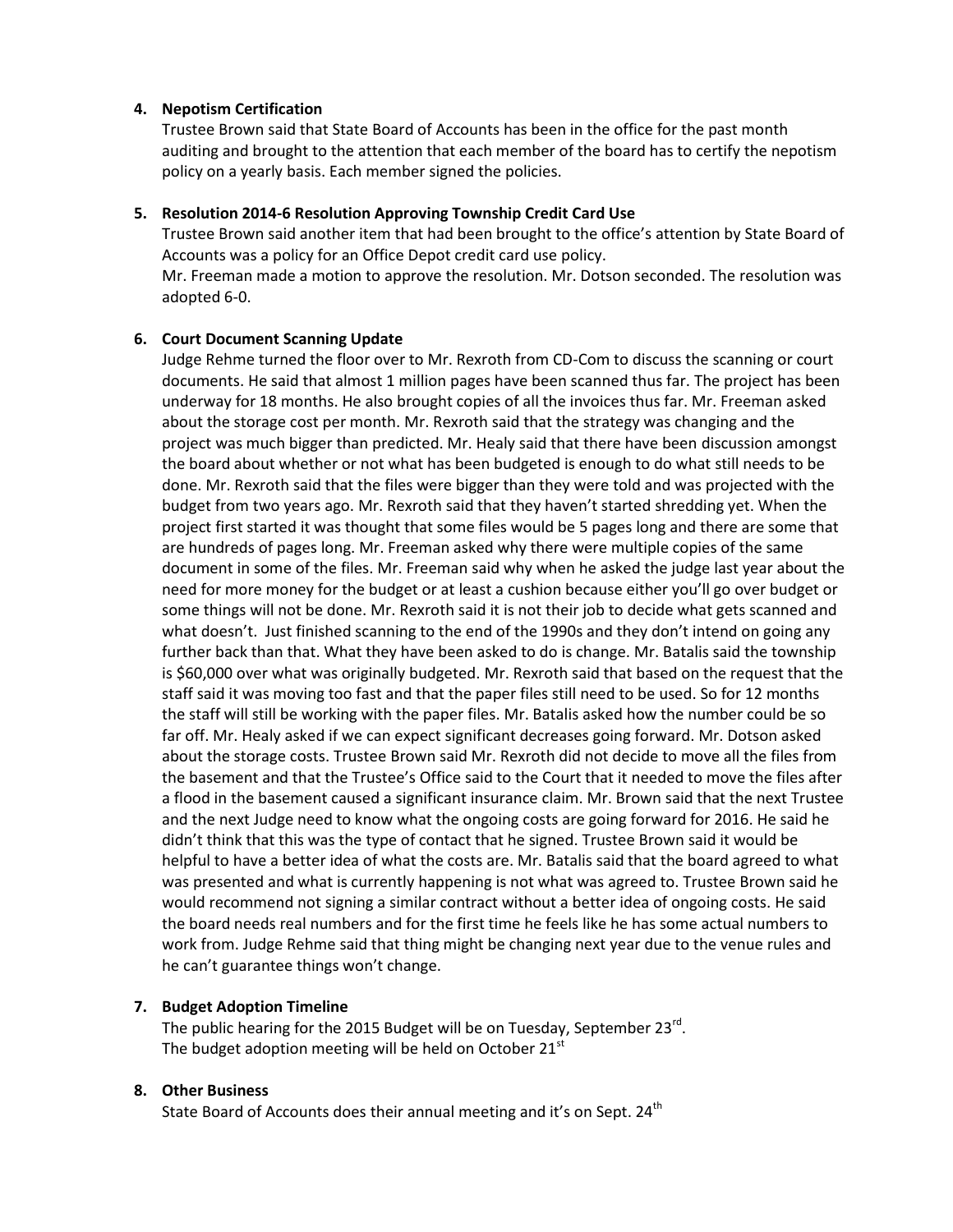4. **Nepotism Certification**

   Trustee Brown said that State Board of Accounts has been in the office for the past month auditing and brought to the attention that each member of the board has to certify the nepotism policy on a yearly basis. Each member signed the policies.

5. **Resolution 2014-6 Resolution Approving Township Credit Card Use**

   Trustee Brown said another item that had been brought to the office's attention by State Board of Accounts was a policy for an Office Depot credit card use policy.
   Mr. Freeman made a motion to approve the resolution. Mr. Dotson seconded. The resolution was adopted 6-0.

6. **Court Document Scanning Update**

   Judge Rehme turned the floor over to Mr. Rexroth from CD-Com to discuss the scanning or court documents. He said that almost 1 million pages have been scanned thus far. The project has been underway for 18 months. He also brought copies of all the invoices thus far. Mr. Freeman asked about the storage cost per month. Mr. Rexroth said that the strategy was changing and the project was much bigger than predicted. Mr. Healy said that there have been discussion amongst the board about whether or not what has been budgeted is enough to do what still needs to be done. Mr. Rexroth said that the files were bigger than they were told and was projected with the budget from two years ago. Mr. Rexroth said that they haven't started shredding yet. When the project first started it was thought that some files would be 5 pages long and there are some that are hundreds of pages long. Mr. Freeman asked why there were multiple copies of the same document in some of the files. Mr. Freeman said why when he asked the judge last year about the need for more money for the budget or at least a cushion because either you'll go over budget or some things will not be done. Mr. Rexroth said it is not their job to decide what gets scanned and what doesn't. Just finished scanning to the end of the 1990s and they don't intend on going any further back than that. What they have been asked to do is change. Mr. Batalis said the township is $60,000 over what was originally budgeted. Mr. Rexroth said that based on the request that the staff said it was moving too fast and that the paper files still need to be used. So for 12 months the staff will still be working with the paper files. Mr. Batalis asked how the number could be so far off. Mr. Healy asked if we can expect significant decreases going forward. Mr. Dotson asked about the storage costs. Trustee Brown said Mr. Rexroth did not decide to move all the files from the basement and that the Trustee's Office said to the Court that it needed to move the files after a flood in the basement caused a significant insurance claim. Mr. Brown said that the next Trustee and the next Judge need to know what the ongoing costs are going forward for 2016. He said he didn't think that this was the type of contact that he signed. Trustee Brown said it would be helpful to have a better idea of what the costs are. Mr. Batalis said that the board agreed to what was presented and what is currently happening is not what was agreed to. Trustee Brown said he would recommend not signing a similar contract without a better idea of ongoing costs. He said the board needs real numbers and for the first time he feels like he has some actual numbers to work from. Judge Rehme said that thing might be changing next year due to the venue rules and he can't guarantee things won't change.

7. **Budget Adoption Timeline**

   The public hearing for the 2015 Budget will be on Tuesday, September 23rd.
   The budget adoption meeting will be held on October 21st

8. **Other Business**

   State Board of Accounts does their annual meeting and it's on Sept. 24th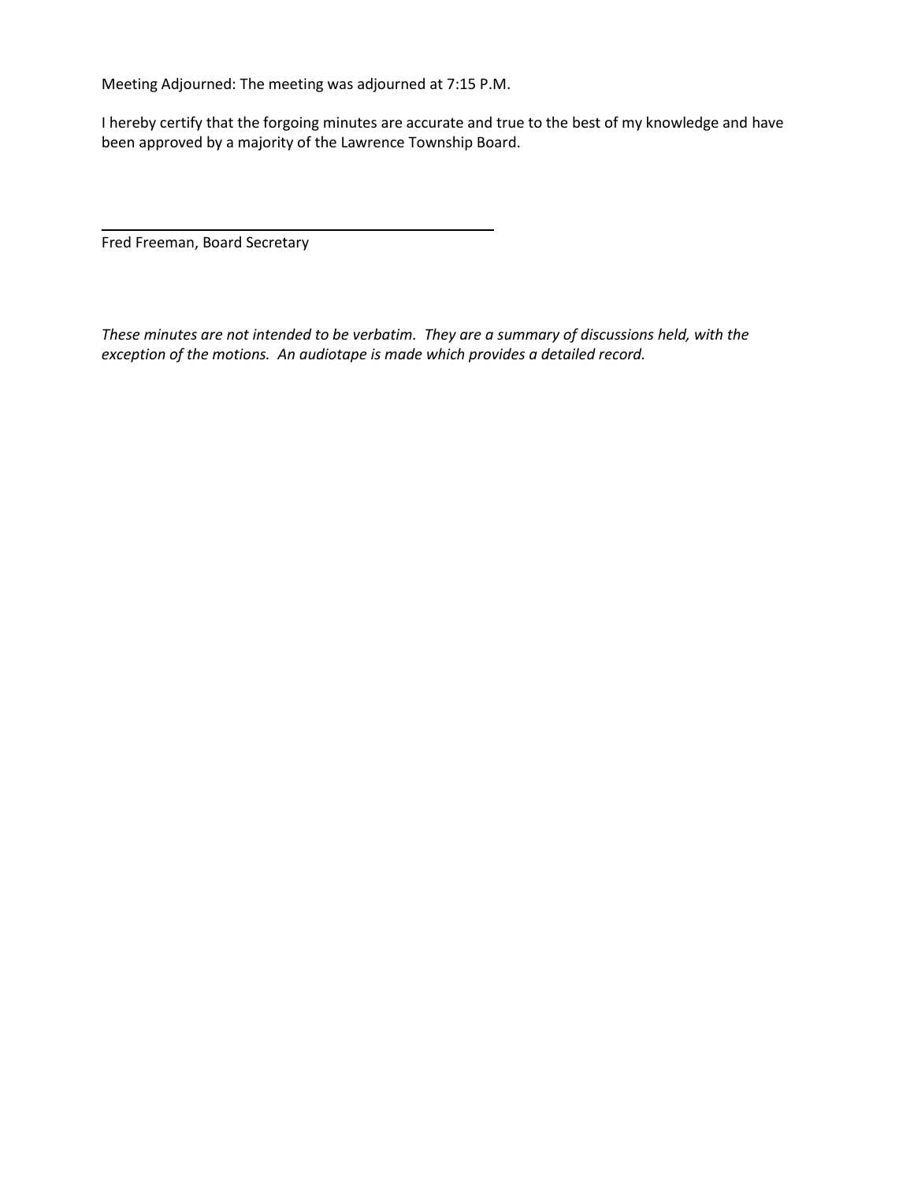Meeting Adjourned: The meeting was adjourned at 7:15 P.M.

I hereby certify that the forgoing minutes are accurate and true to the best of my knowledge and have been approved by a majority of the Lawrence Township Board.

\_\_\_\_\_\_\_\_\_\_\_\_\_\_\_\_\_\_\_\_\_\_\_\_\_\_\_\_\_\_\_\_\_\_\_\_\_\_\_\_

Fred Freeman, Board Secretary

*These minutes are not intended to be verbatim. They are a summary of discussions held, with the exception of the motions. An audiotape is made which provides a detailed record.*